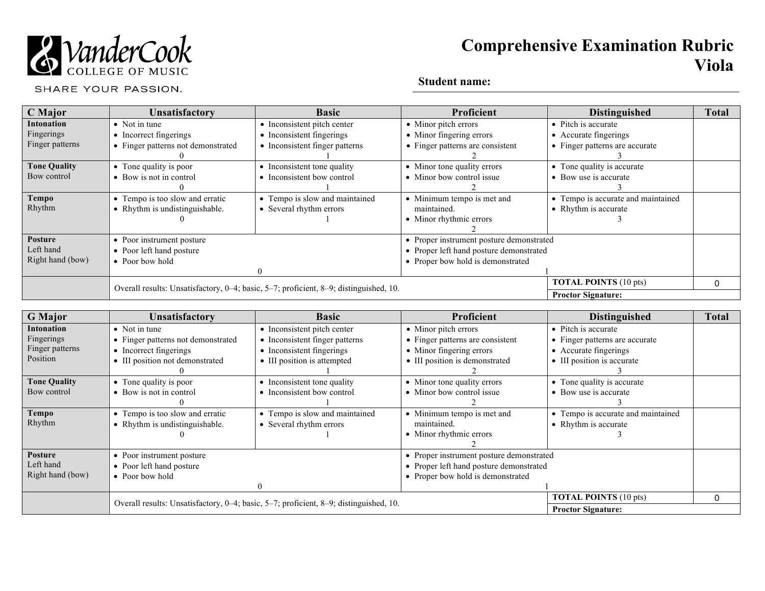VanderCook COLLEGE OF MUSIC

SHARE YOUR PASSION.

# Comprehensive Examination Rubric
# Viola

**Student name:**

| C Major | Unsatisfactory | Basic | Proficient | Distinguished | Total |
|---|---|---|---|---|---|
| **Intonation** Fingerings Finger patterns | • Not in tune • Incorrect fingerings • Finger patterns not demonstrated 0 | • Inconsistent pitch center • Inconsistent fingerings • Inconsistent finger patterns 1 | • Minor pitch errors • Minor fingering errors • Finger patterns are consistent 2 | • Pitch is accurate • Accurate fingerings • Finger patterns are accurate 3 | |
| **Tone Quality** Bow control | • Tone quality is poor • Bow is not in control 0 | • Inconsistent tone quality • Inconsistent bow control 1 | • Minor tone quality errors • Minor bow control issue 2 | • Tone quality is accurate • Bow use is accurate 3 | |
| **Tempo** Rhythm | • Tempo is too slow and erratic • Rhythm is undistinguishable. 0 | • Tempo is slow and maintained • Several rhythm errors 1 | • Minimum tempo is met and maintained. • Minor rhythmic errors 2 | • Tempo is accurate and maintained • Rhythm is accurate 3 | |
| **Posture** Left hand Right hand (bow) | • Poor instrument posture • Poor left hand posture • Poor bow hold 0 | | • Proper instrument posture demonstrated • Proper left hand posture demonstrated • Proper bow hold is demonstrated 1 | | |
| | Overall results: Unsatisfactory, 0–4; basic, 5–7; proficient, 8–9; distinguished, 10. | | | **TOTAL POINTS** (10 pts) | 0 |
| | | | | **Proctor Signature:** | |

| G Major | Unsatisfactory | Basic | Proficient | Distinguished | Total |
|---|---|---|---|---|---|
| **Intonation** Fingerings Finger patterns Position | • Not in tune • Finger patterns not demonstrated • Incorrect fingerings • III position not demonstrated 0 | • Inconsistent pitch center • Inconsistent finger patterns • Inconsistent fingerings • III position is attempted 1 | • Minor pitch errors • Finger patterns are consistent • Minor fingering errors • III position is demonstrated 2 | • Pitch is accurate • Finger patterns are accurate • Accurate fingerings • III position is accurate 3 | |
| **Tone Quality** Bow control | • Tone quality is poor • Bow is not in control 0 | • Inconsistent tone quality • Inconsistent bow control 1 | • Minor tone quality errors • Minor bow control issue 2 | • Tone quality is accurate • Bow use is accurate 3 | |
| **Tempo** Rhythm | • Tempo is too slow and erratic • Rhythm is undistinguishable. 0 | • Tempo is slow and maintained • Several rhythm errors 1 | • Minimum tempo is met and maintained. • Minor rhythmic errors 2 | • Tempo is accurate and maintained • Rhythm is accurate 3 | |
| **Posture** Left hand Right hand (bow) | • Poor instrument posture • Poor left hand posture • Poor bow hold 0 | | • Proper instrument posture demonstrated • Proper left hand posture demonstrated • Proper bow hold is demonstrated 1 | | |
| | Overall results: Unsatisfactory, 0–4; basic, 5–7; proficient, 8–9; distinguished, 10. | | | **TOTAL POINTS** (10 pts) | 0 |
| | | | | **Proctor Signature:** | |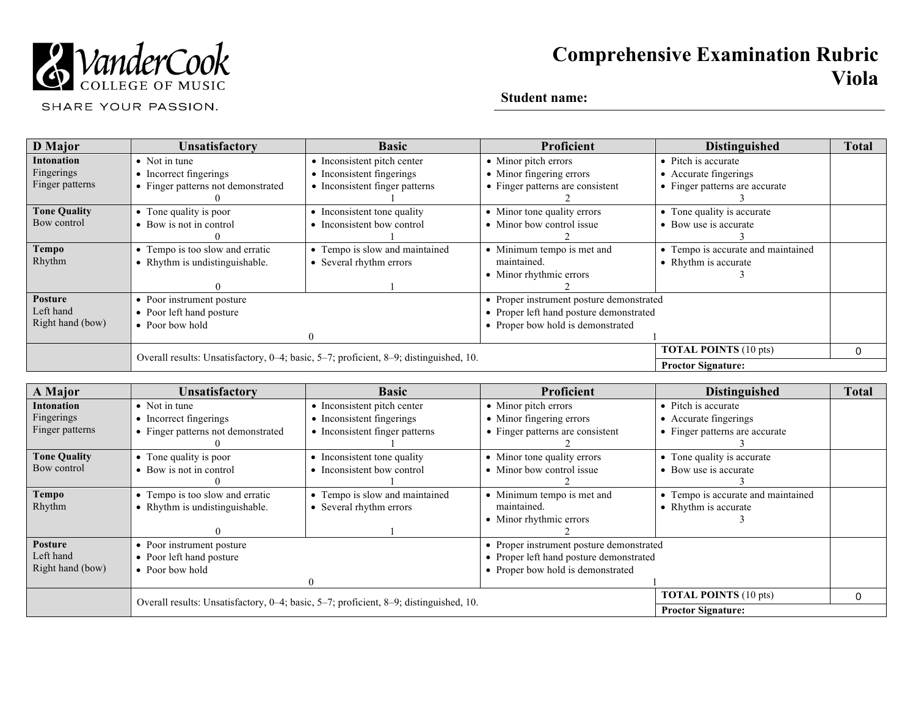VanderCook COLLEGE OF MUSIC

SHARE YOUR PASSION.

# Comprehensive Examination Rubric
## Viola

**Student name:**

| D Major | Unsatisfactory | Basic | Proficient | Distinguished | Total |
|---|---|---|---|---|---|
| **Intonation** Fingerings Finger patterns | • Not in tune • Incorrect fingerings • Finger patterns not demonstrated 0 | • Inconsistent pitch center • Inconsistent fingerings • Inconsistent finger patterns 1 | • Minor pitch errors • Minor fingering errors • Finger patterns are consistent 2 | • Pitch is accurate • Accurate fingerings • Finger patterns are accurate 3 | |
| **Tone Quality** Bow control | • Tone quality is poor • Bow is not in control 0 | • Inconsistent tone quality • Inconsistent bow control 1 | • Minor tone quality errors • Minor bow control issue 2 | • Tone quality is accurate • Bow use is accurate 3 | |
| **Tempo** Rhythm | • Tempo is too slow and erratic • Rhythm is undistinguishable. 0 | • Tempo is slow and maintained • Several rhythm errors 1 | • Minimum tempo is met and maintained. • Minor rhythmic errors 2 | • Tempo is accurate and maintained • Rhythm is accurate 3 | |
| **Posture** Left hand Right hand (bow) | • Poor instrument posture • Poor left hand posture • Poor bow hold 0 | | • Proper instrument posture demonstrated • Proper left hand posture demonstrated • Proper bow hold is demonstrated 1 | | |
| | Overall results: Unsatisfactory, 0–4; basic, 5–7; proficient, 8–9; distinguished, 10. | | | **TOTAL POINTS** (10 pts) | 0 |
| | | | | **Proctor Signature:** | |

| A Major | Unsatisfactory | Basic | Proficient | Distinguished | Total |
|---|---|---|---|---|---|
| **Intonation** Fingerings Finger patterns | • Not in tune • Incorrect fingerings • Finger patterns not demonstrated 0 | • Inconsistent pitch center • Inconsistent fingerings • Inconsistent finger patterns 1 | • Minor pitch errors • Minor fingering errors • Finger patterns are consistent 2 | • Pitch is accurate • Accurate fingerings • Finger patterns are accurate 3 | |
| **Tone Quality** Bow control | • Tone quality is poor • Bow is not in control 0 | • Inconsistent tone quality • Inconsistent bow control 1 | • Minor tone quality errors • Minor bow control issue 2 | • Tone quality is accurate • Bow use is accurate 3 | |
| **Tempo** Rhythm | • Tempo is too slow and erratic • Rhythm is undistinguishable. 0 | • Tempo is slow and maintained • Several rhythm errors 1 | • Minimum tempo is met and maintained. • Minor rhythmic errors 2 | • Tempo is accurate and maintained • Rhythm is accurate 3 | |
| **Posture** Left hand Right hand (bow) | • Poor instrument posture • Poor left hand posture • Poor bow hold 0 | | • Proper instrument posture demonstrated • Proper left hand posture demonstrated • Proper bow hold is demonstrated 1 | | |
| | Overall results: Unsatisfactory, 0–4; basic, 5–7; proficient, 8–9; distinguished, 10. | | | **TOTAL POINTS** (10 pts) | 0 |
| | | | | **Proctor Signature:** | |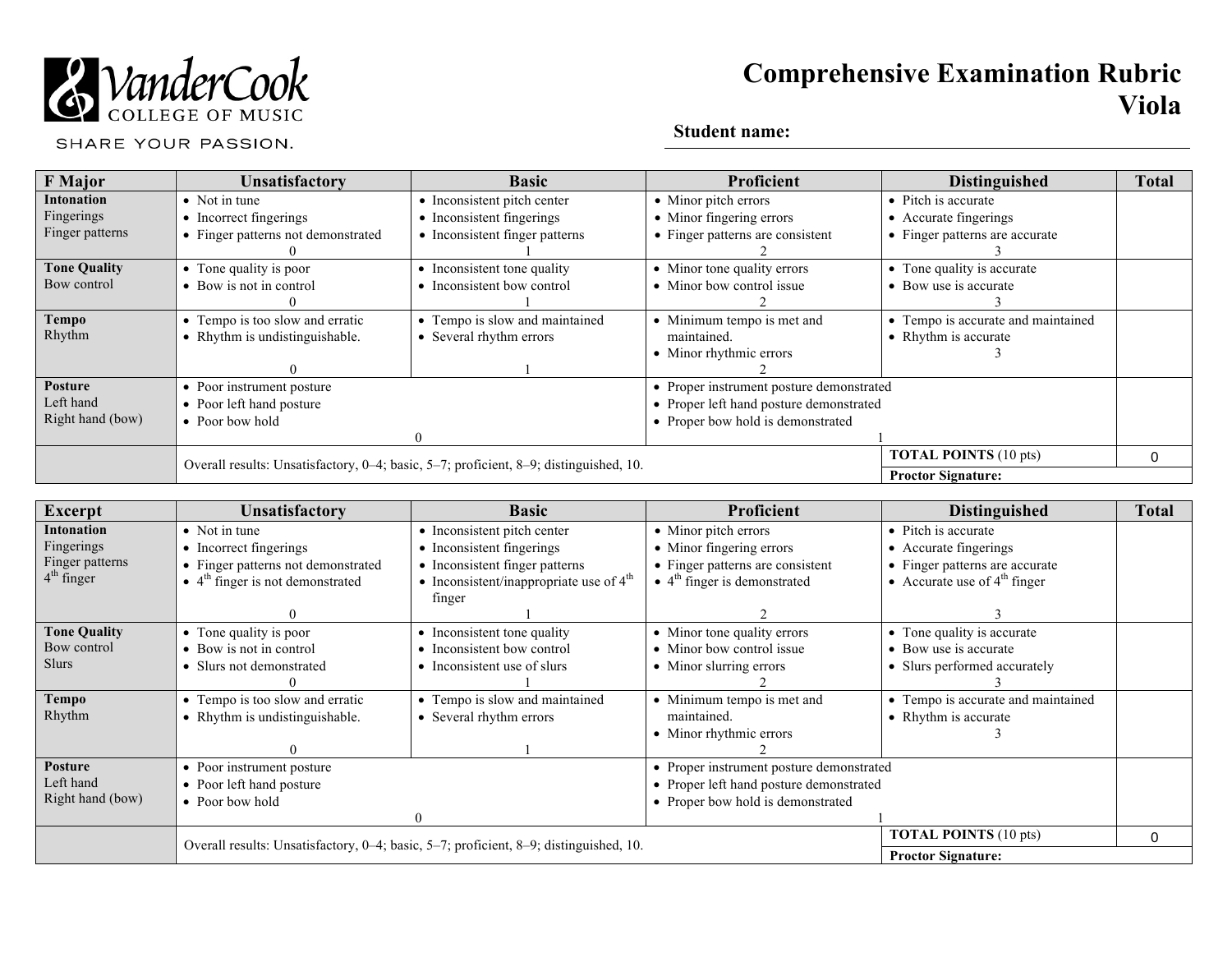VanderCook COLLEGE OF MUSIC

SHARE YOUR PASSION.

# Comprehensive Examination Rubric
## Viola

**Student name:**

| **F Major** | **Unsatisfactory** | **Basic** | **Proficient** | **Distinguished** | **Total** |
|---|---|---|---|---|---|
| **Intonation** Fingerings Finger patterns | • Not in tune • Incorrect fingerings • Finger patterns not demonstrated 0 | • Inconsistent pitch center • Inconsistent fingerings • Inconsistent finger patterns 1 | • Minor pitch errors • Minor fingering errors • Finger patterns are consistent 2 | • Pitch is accurate • Accurate fingerings • Finger patterns are accurate 3 | |
| **Tone Quality** Bow control | • Tone quality is poor • Bow is not in control 0 | • Inconsistent tone quality • Inconsistent bow control 1 | • Minor tone quality errors • Minor bow control issue 2 | • Tone quality is accurate • Bow use is accurate 3 | |
| **Tempo** Rhythm | • Tempo is too slow and erratic • Rhythm is undistinguishable. 0 | • Tempo is slow and maintained • Several rhythm errors 1 | • Minimum tempo is met and maintained. • Minor rhythmic errors 2 | • Tempo is accurate and maintained • Rhythm is accurate 3 | |
| **Posture** Left hand Right hand (bow) | • Poor instrument posture • Poor left hand posture • Poor bow hold 0 | | • Proper instrument posture demonstrated • Proper left hand posture demonstrated • Proper bow hold is demonstrated 1 | | |
| | Overall results: Unsatisfactory, 0–4; basic, 5–7; proficient, 8–9; distinguished, 10. | | | **TOTAL POINTS** (10 pts) | 0 |
| | | | | **Proctor Signature:** | |

| **Excerpt** | **Unsatisfactory** | **Basic** | **Proficient** | **Distinguished** | **Total** |
|---|---|---|---|---|---|
| **Intonation** Fingerings Finger patterns 4th finger | • Not in tune • Incorrect fingerings • Finger patterns not demonstrated • 4th finger is not demonstrated 0 | • Inconsistent pitch center • Inconsistent fingerings • Inconsistent finger patterns • Inconsistent/inappropriate use of 4th finger 1 | • Minor pitch errors • Minor fingering errors • Finger patterns are consistent • 4th finger is demonstrated 2 | • Pitch is accurate • Accurate fingerings • Finger patterns are accurate • Accurate use of 4th finger 3 | |
| **Tone Quality** Bow control Slurs | • Tone quality is poor • Bow is not in control • Slurs not demonstrated 0 | • Inconsistent tone quality • Inconsistent bow control • Inconsistent use of slurs 1 | • Minor tone quality errors • Minor bow control issue • Minor slurring errors 2 | • Tone quality is accurate • Bow use is accurate • Slurs performed accurately 3 | |
| **Tempo** Rhythm | • Tempo is too slow and erratic • Rhythm is undistinguishable. 0 | • Tempo is slow and maintained • Several rhythm errors 1 | • Minimum tempo is met and maintained. • Minor rhythmic errors 2 | • Tempo is accurate and maintained • Rhythm is accurate 3 | |
| **Posture** Left hand Right hand (bow) | • Poor instrument posture • Poor left hand posture • Poor bow hold 0 | | • Proper instrument posture demonstrated • Proper left hand posture demonstrated • Proper bow hold is demonstrated 1 | | |
| | Overall results: Unsatisfactory, 0–4; basic, 5–7; proficient, 8–9; distinguished, 10. | | | **TOTAL POINTS** (10 pts) | 0 |
| | | | | **Proctor Signature:** | |